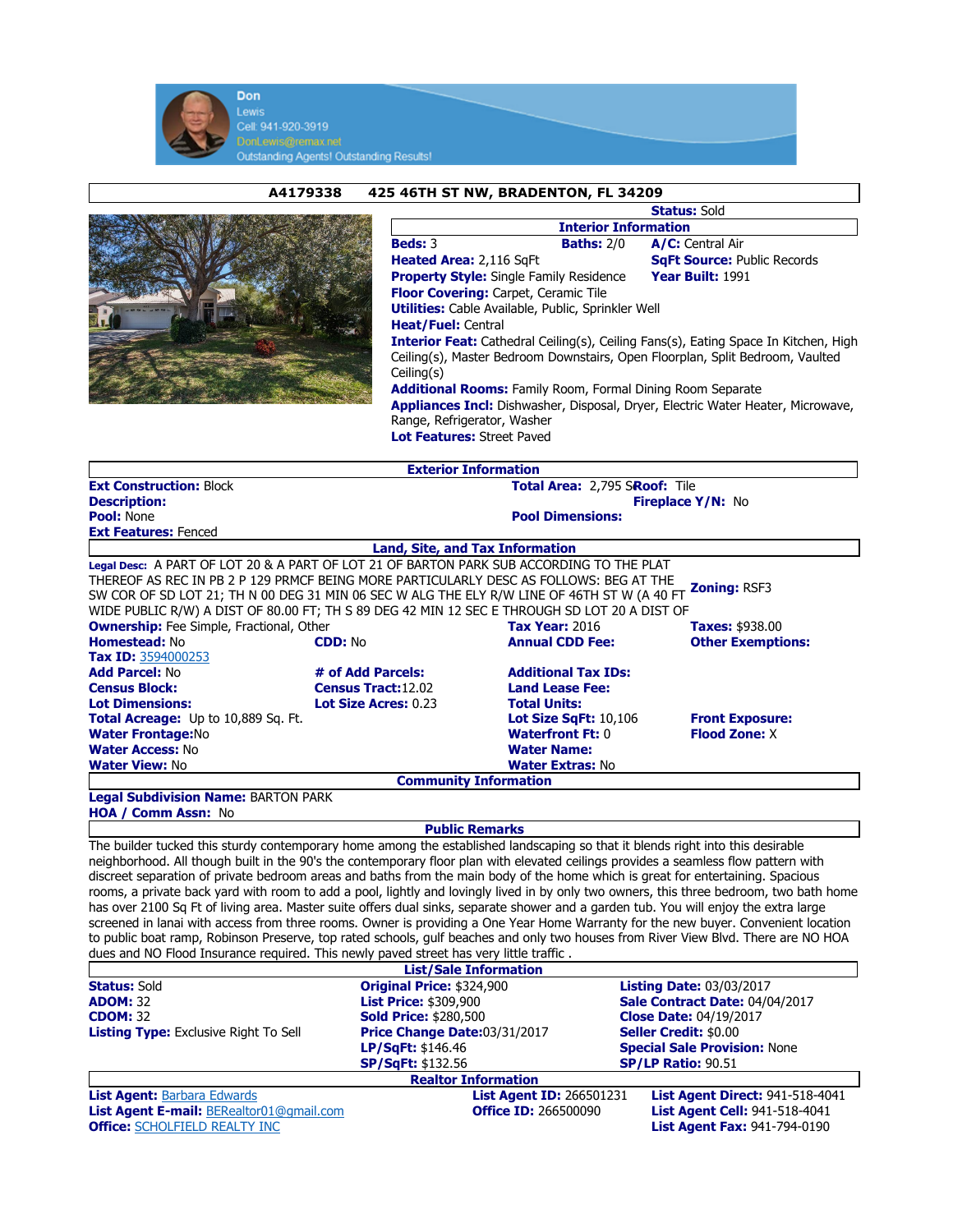**Don**
Lewis
Cell: 941-920-3919
DonLewis@remax.net
Outstanding Agents! Outstanding Results!

## A4179338 425 46TH ST NW, BRADENTON, FL 34209

**Status:** Sold

### Interior Information

**Beds:** 3 **Baths:** 2/0 **A/C:** Central Air
**Heated Area:** 2,116 SqFt **SqFt Source:** Public Records
**Property Style:** Single Family Residence **Year Built:** 1991
**Floor Covering:** Carpet, Ceramic Tile
**Utilities:** Cable Available, Public, Sprinkler Well
**Heat/Fuel:** Central
**Interior Feat:** Cathedral Ceiling(s), Ceiling Fans(s), Eating Space In Kitchen, High Ceiling(s), Master Bedroom Downstairs, Open Floorplan, Split Bedroom, Vaulted Ceiling(s)
**Additional Rooms:** Family Room, Formal Dining Room Separate
**Appliances Incl:** Dishwasher, Disposal, Dryer, Electric Water Heater, Microwave, Range, Refrigerator, Washer
**Lot Features:** Street Paved

### Exterior Information

**Ext Construction:** Block
**Total Area:** 2,795 S **Roof:** Tile
**Description:**
**Fireplace Y/N:** No
**Pool:** None
**Pool Dimensions:**
**Ext Features:** Fenced

### Land, Site, and Tax Information

**Legal Desc:** A PART OF LOT 20 & A PART OF LOT 21 OF BARTON PARK SUB ACCORDING TO THE PLAT THEREOF AS REC IN PB 2 P 129 PRMCF BEING MORE PARTICULARLY DESC AS FOLLOWS: BEG AT THE SW COR OF SD LOT 21; TH N 00 DEG 31 MIN 06 SEC W ALG THE ELY R/W LINE OF 46TH ST W (A 40 FT WIDE PUBLIC R/W) A DIST OF 80.00 FT; TH S 89 DEG 42 MIN 12 SEC E THROUGH SD LOT 20 A DIST OF

**Zoning:** RSF3

| | | | |
|---|---|---|---|
| **Ownership:** Fee Simple, Fractional, Other | | **Tax Year:** 2016 | **Taxes:** $938.00 |
| **Homestead:** No | **CDD:** No | **Annual CDD Fee:** | **Other Exemptions:** |
| **Tax ID:** 3594000253 | | | |
| **Add Parcel:** No | **# of Add Parcels:** | **Additional Tax IDs:** | |
| **Census Block:** | **Census Tract:** 12.02 | **Land Lease Fee:** | |
| **Lot Dimensions:** | **Lot Size Acres:** 0.23 | **Total Units:** | |
| **Total Acreage:** Up to 10,889 Sq. Ft. | | **Lot Size SqFt:** 10,106 | **Front Exposure:** |
| **Water Frontage:** No | | **Waterfront Ft:** 0 | **Flood Zone:** X |
| **Water Access:** No | | **Water Name:** | |
| **Water View:** No | | **Water Extras:** No | |

### Community Information

**Legal Subdivision Name:** BARTON PARK
**HOA / Comm Assn:** No

### Public Remarks

The builder tucked this sturdy contemporary home among the established landscaping so that it blends right into this desirable neighborhood. All though built in the 90's the contemporary floor plan with elevated ceilings provides a seamless flow pattern with discreet separation of private bedroom areas and baths from the main body of the home which is great for entertaining. Spacious rooms, a private back yard with room to add a pool, lightly and lovingly lived in by only two owners, this three bedroom, two bath home has over 2100 Sq Ft of living area. Master suite offers dual sinks, separate shower and a garden tub. You will enjoy the extra large screened in lanai with access from three rooms. Owner is providing a One Year Home Warranty for the new buyer. Convenient location to public boat ramp, Robinson Preserve, top rated schools, gulf beaches and only two houses from River View Blvd. There are NO HOA dues and NO Flood Insurance required. This newly paved street has very little traffic .

### List/Sale Information

| | | |
|---|---|---|
| **Status:** Sold | **Original Price:** $324,900 | **Listing Date:** 03/03/2017 |
| **ADOM:** 32 | **List Price:** $309,900 | **Sale Contract Date:** 04/04/2017 |
| **CDOM:** 32 | **Sold Price:** $280,500 | **Close Date:** 04/19/2017 |
| **Listing Type:** Exclusive Right To Sell | **Price Change Date:** 03/31/2017 | **Seller Credit:** $0.00 |
| | **LP/SqFt:** $146.46 | **Special Sale Provision:** None |
| | **SP/SqFt:** $132.56 | **SP/LP Ratio:** 90.51 |

### Realtor Information

| | | |
|---|---|---|
| **List Agent:** Barbara Edwards | **List Agent ID:** 266501231 | **List Agent Direct:** 941-518-4041 |
| **List Agent E-mail:** BERealtor01@gmail.com | **Office ID:** 266500090 | **List Agent Cell:** 941-518-4041 |
| **Office:** SCHOLFIELD REALTY INC | | **List Agent Fax:** 941-794-0190 |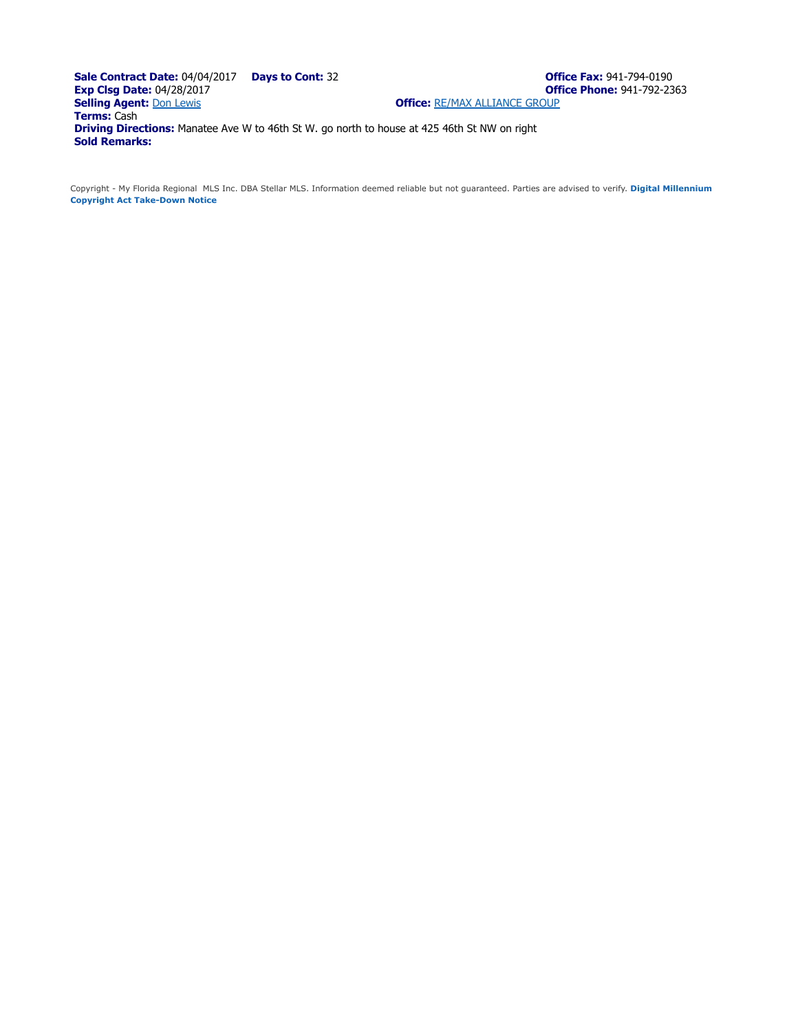**Sale Contract Date:** 04/04/2017 **Days to Cont:** 32 **Office Fax:** 941-794-0190
**Exp Clsg Date:** 04/28/2017 **Office Phone:** 941-792-2363
**Selling Agent:** Don Lewis **Office:** RE/MAX ALLIANCE GROUP
**Terms:** Cash
**Driving Directions:** Manatee Ave W to 46th St W. go north to house at 425 46th St NW on right
**Sold Remarks:**

Copyright - My Florida Regional MLS Inc. DBA Stellar MLS. Information deemed reliable but not guaranteed. Parties are advised to verify. **Digital Millennium Copyright Act Take-Down Notice**